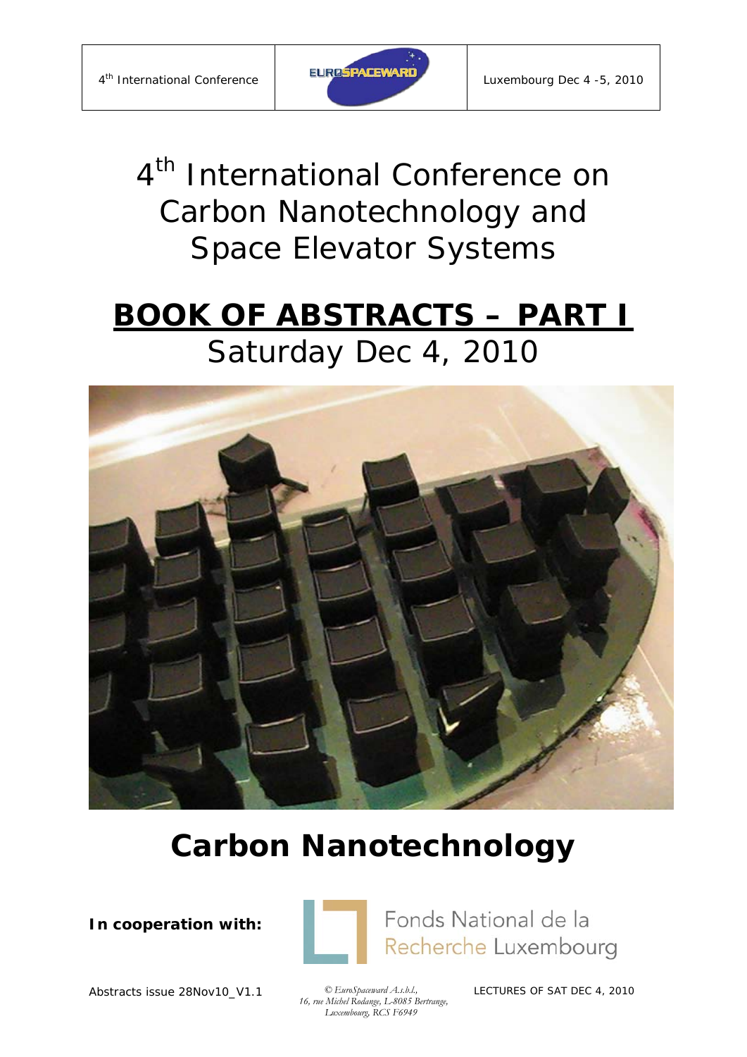| 4th International Conference | EUROSPACEWARD | Luxembourg Dec 4 -5, 2010 |
| --- | --- | --- |

# 4th International Conference on Carbon Nanotechnology and Space Elevator Systems

## BOOK OF ABSTRACTS – PART I

Saturday Dec 4, 2010

# Carbon Nanotechnology

**In cooperation with:** Fonds National de la Recherche Luxembourg

Abstracts issue 28Nov10_V1.1

*© EuroSpaceward A.s.b.l., 16, rue Michel Rodange, L-8085 Bertrange, Luxembourg, RCS F6949*

LECTURES OF SAT DEC 4, 2010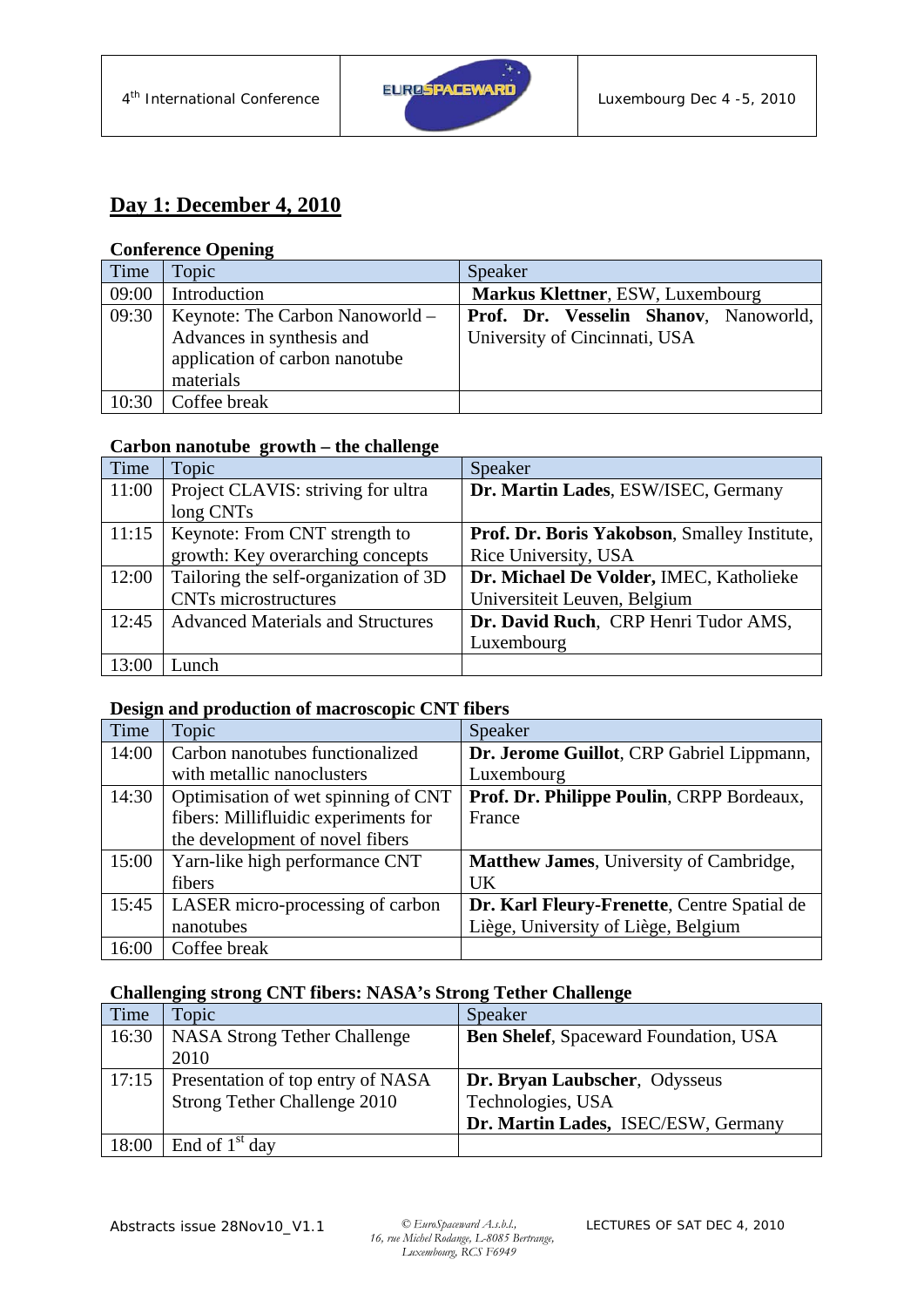## Day 1: December 4, 2010

### Conference Opening

| Time | Topic | Speaker |
|---|---|---|
| 09:00 | Introduction | **Markus Klettner**, ESW, Luxembourg |
| 09:30 | Keynote: The Carbon Nanoworld – Advances in synthesis and application of carbon nanotube materials | **Prof. Dr. Vesselin Shanov**, Nanoworld, University of Cincinnati, USA |
| 10:30 | Coffee break | |

### Carbon nanotube growth – the challenge

| Time | Topic | Speaker |
|---|---|---|
| 11:00 | Project CLAVIS: striving for ultra long CNTs | **Dr. Martin Lades**, ESW/ISEC, Germany |
| 11:15 | Keynote: From CNT strength to growth: Key overarching concepts | **Prof. Dr. Boris Yakobson**, Smalley Institute, Rice University, USA |
| 12:00 | Tailoring the self-organization of 3D CNTs microstructures | **Dr. Michael De Volder,** IMEC, Katholieke Universiteit Leuven, Belgium |
| 12:45 | Advanced Materials and Structures | **Dr. David Ruch**, CRP Henri Tudor AMS, Luxembourg |
| 13:00 | Lunch | |

### Design and production of macroscopic CNT fibers

| Time | Topic | Speaker |
|---|---|---|
| 14:00 | Carbon nanotubes functionalized with metallic nanoclusters | **Dr. Jerome Guillot**, CRP Gabriel Lippmann, Luxembourg |
| 14:30 | Optimisation of wet spinning of CNT fibers: Millifluidic experiments for the development of novel fibers | **Prof. Dr. Philippe Poulin**, CRPP Bordeaux, France |
| 15:00 | Yarn-like high performance CNT fibers | **Matthew James**, University of Cambridge, UK |
| 15:45 | LASER micro-processing of carbon nanotubes | **Dr. Karl Fleury-Frenette**, Centre Spatial de Liège, University of Liège, Belgium |
| 16:00 | Coffee break | |

### Challenging strong CNT fibers: NASA's Strong Tether Challenge

| Time | Topic | Speaker |
|---|---|---|
| 16:30 | NASA Strong Tether Challenge 2010 | **Ben Shelef**, Spaceward Foundation, USA |
| 17:15 | Presentation of top entry of NASA Strong Tether Challenge 2010 | **Dr. Bryan Laubscher**, Odysseus Technologies, USA<br>**Dr. Martin Lades,** ISEC/ESW, Germany |
| 18:00 | End of 1st day | |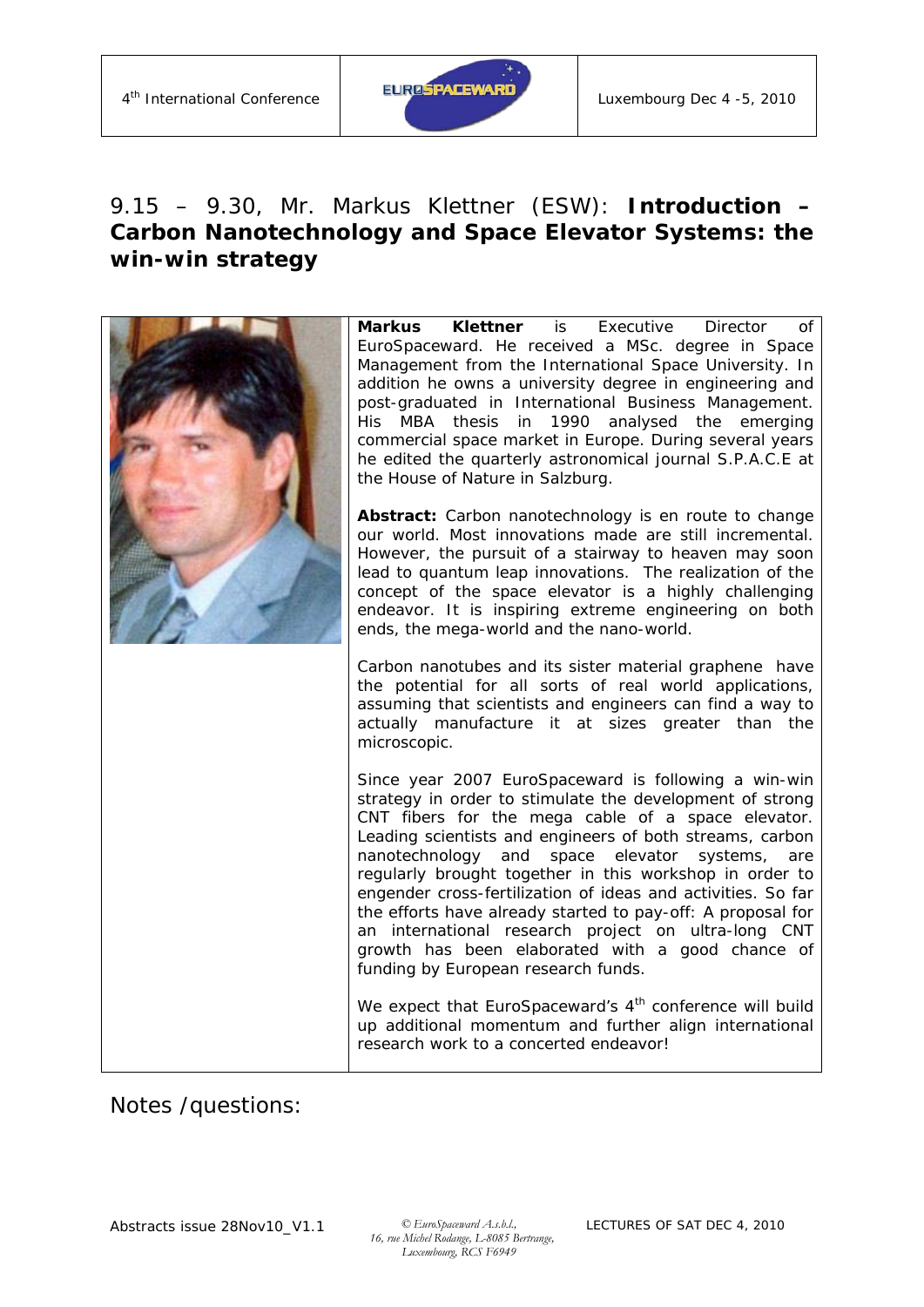## 9.15 – 9.30, Mr. Markus Klettner (ESW): **Introduction – Carbon Nanotechnology and Space Elevator Systems: the win-win strategy**

**Markus Klettner** is Executive Director of EuroSpaceward. He received a MSc. degree in Space Management from the International Space University. In addition he owns a university degree in engineering and post-graduated in International Business Management. His MBA thesis in 1990 analysed the emerging commercial space market in Europe. During several years he edited the quarterly astronomical journal S.P.A.C.E at the House of Nature in Salzburg.

**Abstract:** Carbon nanotechnology is en route to change our world. Most innovations made are still incremental. However, the pursuit of a stairway to heaven may soon lead to quantum leap innovations. The realization of the concept of the space elevator is a highly challenging endeavor. It is inspiring extreme engineering on both ends, the mega-world and the nano-world.

Carbon nanotubes and its sister material graphene have the potential for all sorts of real world applications, assuming that scientists and engineers can find a way to actually manufacture it at sizes greater than the microscopic.

Since year 2007 EuroSpaceward is following a win-win strategy in order to stimulate the development of strong CNT fibers for the mega cable of a space elevator. Leading scientists and engineers of both streams, carbon nanotechnology and space elevator systems, are regularly brought together in this workshop in order to engender cross-fertilization of ideas and activities. So far the efforts have already started to pay-off: A proposal for an international research project on ultra-long CNT growth has been elaborated with a good chance of funding by European research funds.

We expect that EuroSpaceward's 4th conference will build up additional momentum and further align international research work to a concerted endeavor!

Notes /questions: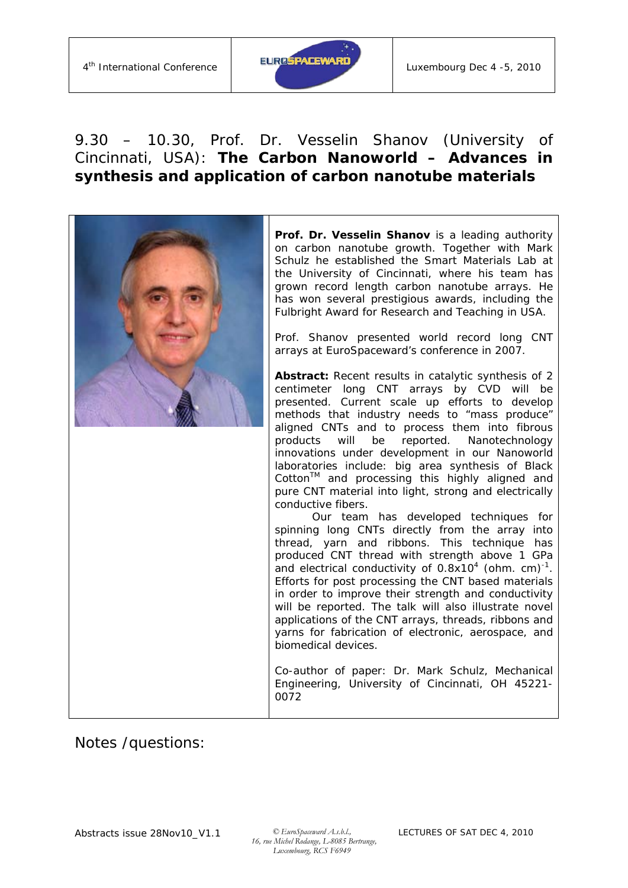## 9.30 – 10.30, Prof. Dr. Vesselin Shanov (University of Cincinnati, USA): **The Carbon Nanoworld – Advances in synthesis and application of carbon nanotube materials**

**Prof. Dr. Vesselin Shanov** is a leading authority on carbon nanotube growth. Together with Mark Schulz he established the Smart Materials Lab at the University of Cincinnati, where his team has grown record length carbon nanotube arrays. He has won several prestigious awards, including the Fulbright Award for Research and Teaching in USA.

Prof. Shanov presented world record long CNT arrays at EuroSpaceward's conference in 2007.

**Abstract:** Recent results in catalytic synthesis of 2 centimeter long CNT arrays by CVD will be presented. Current scale up efforts to develop methods that industry needs to "mass produce" aligned CNTs and to process them into fibrous products will be reported. Nanotechnology innovations under development in our Nanoworld laboratories include: big area synthesis of Black Cotton™ and processing this highly aligned and pure CNT material into light, strong and electrically conductive fibers.

Our team has developed techniques for spinning long CNTs directly from the array into thread, yarn and ribbons. This technique has produced CNT thread with strength above 1 GPa and electrical conductivity of $0.8 \times 10^4$ $(\text{ohm. cm})^{-1}$. Efforts for post processing the CNT based materials in order to improve their strength and conductivity will be reported. The talk will also illustrate novel applications of the CNT arrays, threads, ribbons and yarns for fabrication of electronic, aerospace, and biomedical devices.

Co-author of paper: Dr. Mark Schulz, Mechanical Engineering, University of Cincinnati, OH 45221-0072

Notes /questions: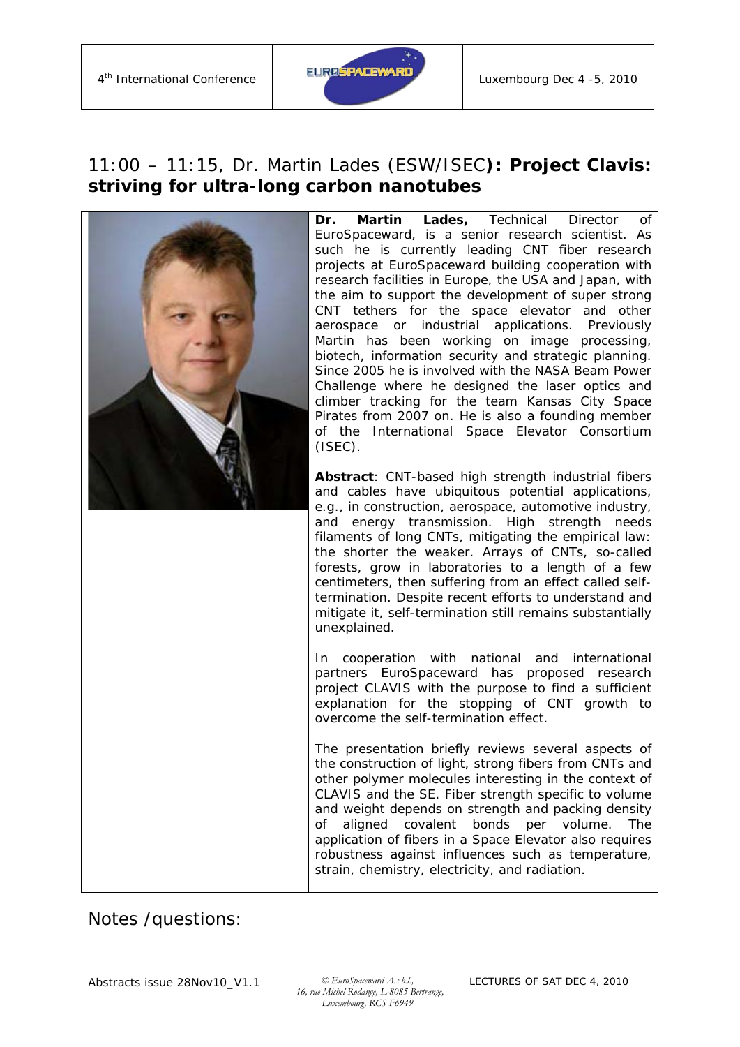## 11:00 – 11:15, Dr. Martin Lades (ESW/ISEC): **Project Clavis: striving for ultra-long carbon nanotubes**

**Dr. Martin Lades,** Technical Director of EuroSpaceward, is a senior research scientist. As such he is currently leading CNT fiber research projects at EuroSpaceward building cooperation with research facilities in Europe, the USA and Japan, with the aim to support the development of super strong CNT tethers for the space elevator and other aerospace or industrial applications. Previously Martin has been working on image processing, biotech, information security and strategic planning. Since 2005 he is involved with the NASA Beam Power Challenge where he designed the laser optics and climber tracking for the team Kansas City Space Pirates from 2007 on. He is also a founding member of the International Space Elevator Consortium (ISEC).

**Abstract**: CNT-based high strength industrial fibers and cables have ubiquitous potential applications, e.g., in construction, aerospace, automotive industry, and energy transmission. High strength needs filaments of long CNTs, mitigating the empirical law: the shorter the weaker. Arrays of CNTs, so-called forests, grow in laboratories to a length of a few centimeters, then suffering from an effect called self-termination. Despite recent efforts to understand and mitigate it, self-termination still remains substantially unexplained.

In cooperation with national and international partners EuroSpaceward has proposed research project CLAVIS with the purpose to find a sufficient explanation for the stopping of CNT growth to overcome the self-termination effect.

The presentation briefly reviews several aspects of the construction of light, strong fibers from CNTs and other polymer molecules interesting in the context of CLAVIS and the SE. Fiber strength specific to volume and weight depends on strength and packing density of aligned covalent bonds per volume. The application of fibers in a Space Elevator also requires robustness against influences such as temperature, strain, chemistry, electricity, and radiation.

Notes /questions: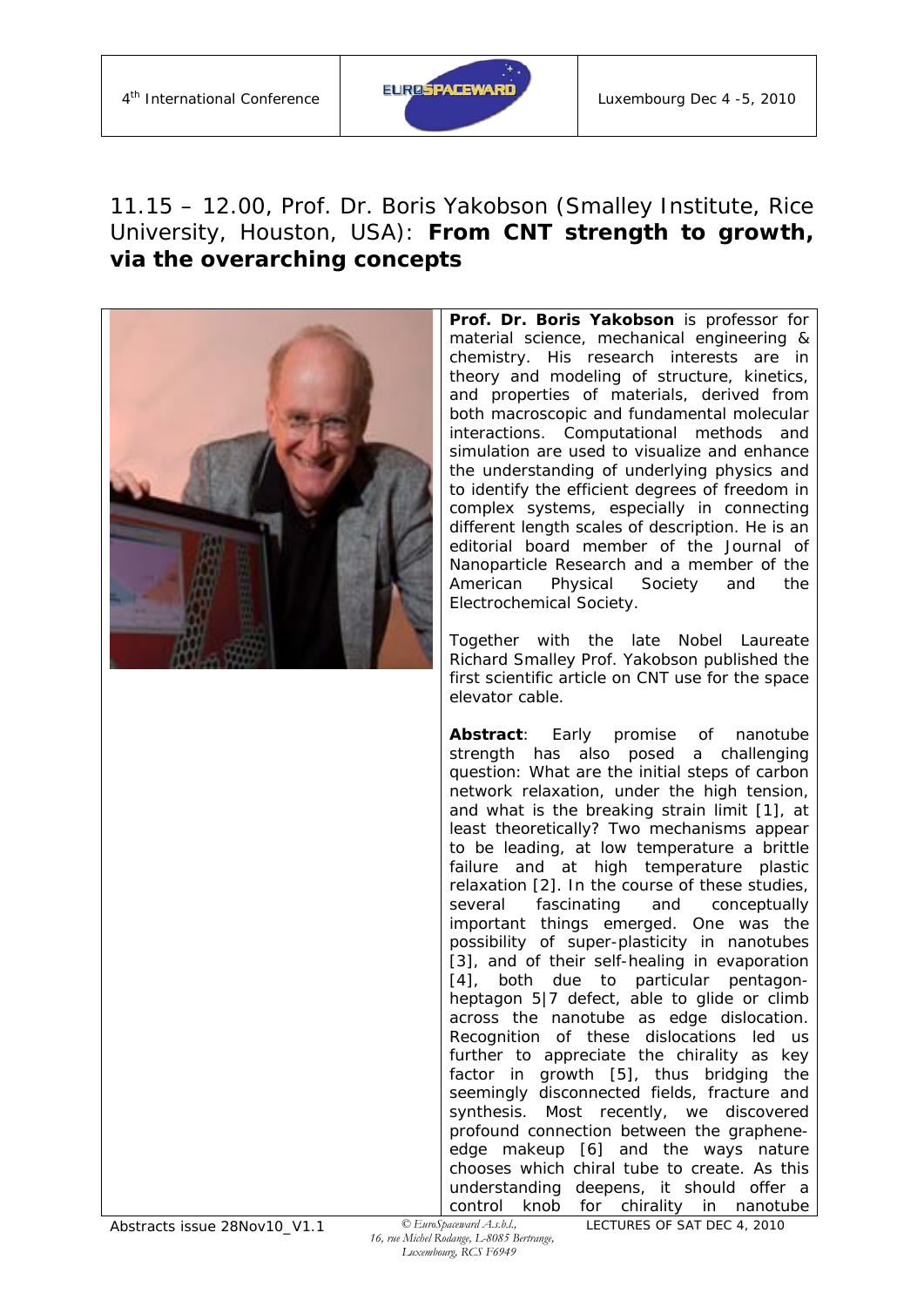## 11.15 – 12.00, Prof. Dr. Boris Yakobson (Smalley Institute, Rice University, Houston, USA): **From CNT strength to growth, via the overarching concepts**

**Prof. Dr. Boris Yakobson** is professor for material science, mechanical engineering & chemistry. His research interests are in theory and modeling of structure, kinetics, and properties of materials, derived from both macroscopic and fundamental molecular interactions. Computational methods and simulation are used to visualize and enhance the understanding of underlying physics and to identify the efficient degrees of freedom in complex systems, especially in connecting different length scales of description. He is an editorial board member of the Journal of Nanoparticle Research and a member of the American Physical Society and the Electrochemical Society.

Together with the late Nobel Laureate Richard Smalley Prof. Yakobson published the first scientific article on CNT use for the space elevator cable.

**Abstract**: Early promise of nanotube strength has also posed a challenging question: What are the initial steps of carbon network relaxation, under the high tension, and what is the breaking strain limit [1], at least theoretically? Two mechanisms appear to be leading, at low temperature a brittle failure and at high temperature plastic relaxation [2]. In the course of these studies, several fascinating and conceptually important things emerged. One was the possibility of super-plasticity in nanotubes [3], and of their self-healing in evaporation [4], both due to particular pentagon-heptagon 5|7 defect, able to glide or climb across the nanotube as edge dislocation. Recognition of these dislocations led us further to appreciate the chirality as key factor in growth [5], thus bridging the seemingly disconnected fields, fracture and synthesis. Most recently, we discovered profound connection between the graphene-edge makeup [6] and the ways nature chooses which chiral tube to create. As this understanding deepens, it should offer a control knob for chirality in nanotube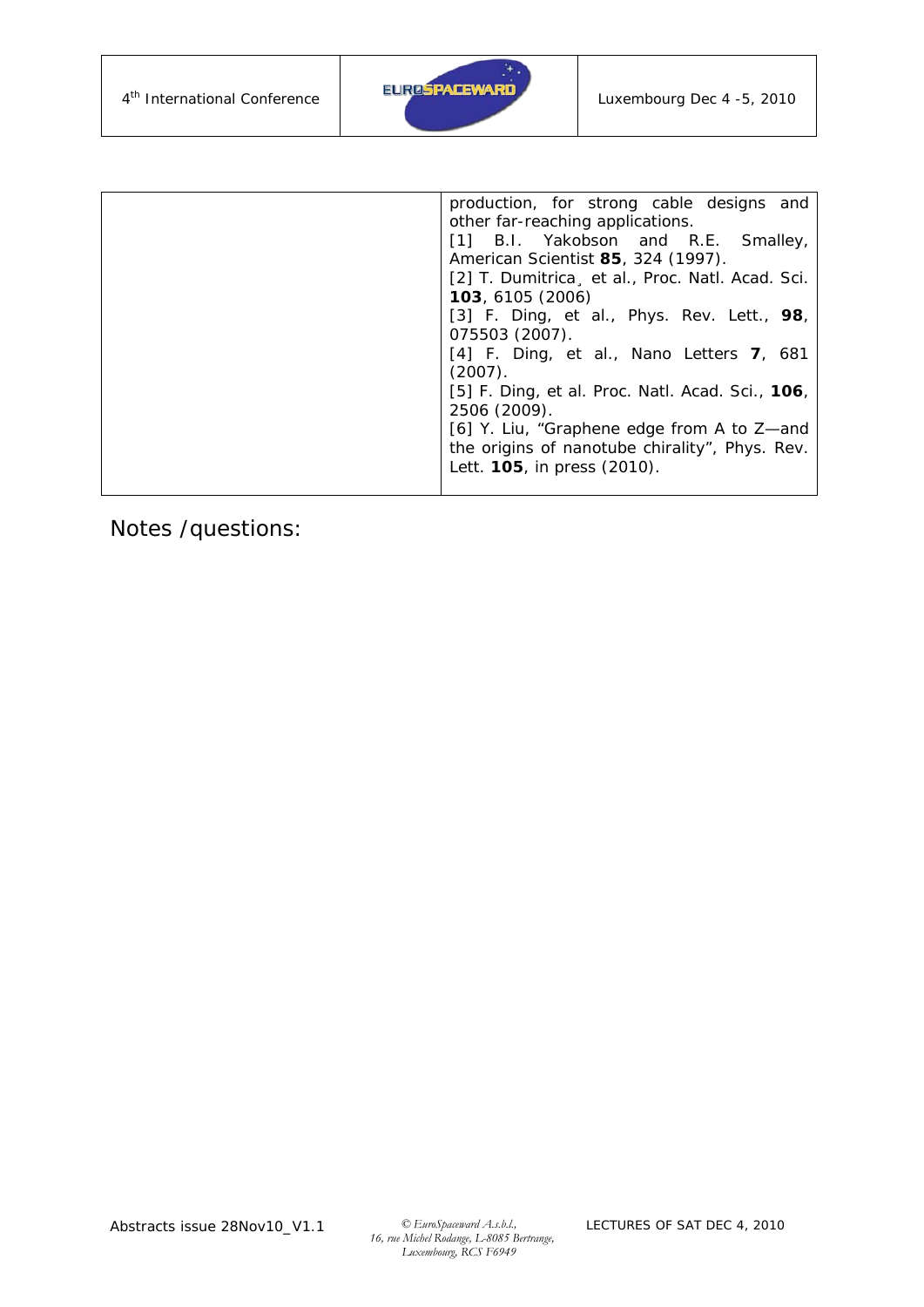production, for strong cable designs and other far-reaching applications.

[1] B.I. Yakobson and R.E. Smalley, American Scientist **85**, 324 (1997).

[2] T. Dumitrica¸ et al., Proc. Natl. Acad. Sci. **103**, 6105 (2006)

[3] F. Ding, et al., Phys. Rev. Lett., **98**, 075503 (2007).

[4] F. Ding, et al., Nano Letters **7**, 681 (2007).

[5] F. Ding, et al. Proc. Natl. Acad. Sci., **106**, 2506 (2009).

[6] Y. Liu, "Graphene edge from A to Z—and the origins of nanotube chirality", Phys. Rev. Lett. **105**, in press (2010).

Notes /questions: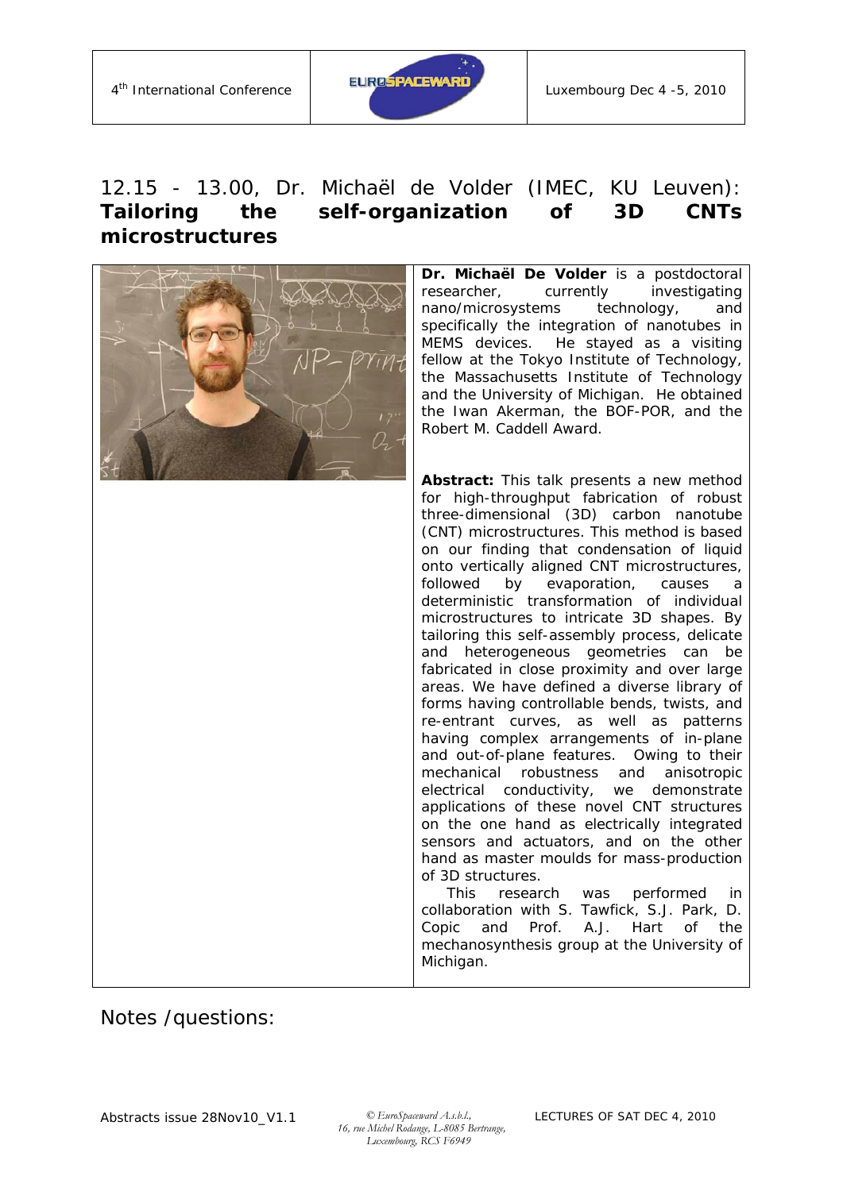## 12.15 - 13.00, Dr. Michaël de Volder (IMEC, KU Leuven): **Tailoring the self-organization of 3D CNTs microstructures**

**Dr. Michaël De Volder** is a postdoctoral researcher, currently investigating nano/microsystems technology, and specifically the integration of nanotubes in MEMS devices. He stayed as a visiting fellow at the Tokyo Institute of Technology, the Massachusetts Institute of Technology and the University of Michigan. He obtained the Iwan Akerman, the BOF-POR, and the Robert M. Caddell Award.

**Abstract:** This talk presents a new method for high-throughput fabrication of robust three-dimensional (3D) carbon nanotube (CNT) microstructures. This method is based on our finding that condensation of liquid onto vertically aligned CNT microstructures, followed by evaporation, causes a deterministic transformation of individual microstructures to intricate 3D shapes. By tailoring this self-assembly process, delicate and heterogeneous geometries can be fabricated in close proximity and over large areas. We have defined a diverse library of forms having controllable bends, twists, and re-entrant curves, as well as patterns having complex arrangements of in-plane and out-of-plane features. Owing to their mechanical robustness and anisotropic electrical conductivity, we demonstrate applications of these novel CNT structures on the one hand as electrically integrated sensors and actuators, and on the other hand as master moulds for mass-production of 3D structures.

This research was performed in collaboration with S. Tawfick, S.J. Park, D. Copic and Prof. A.J. Hart of the mechanosynthesis group at the University of Michigan.

Notes /questions: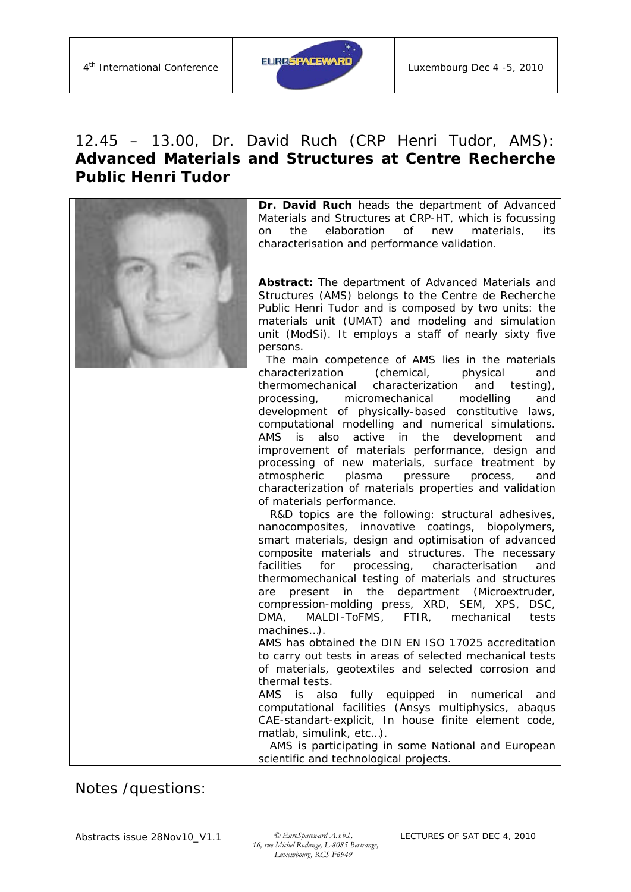## 12.45 – 13.00, Dr. David Ruch (CRP Henri Tudor, AMS): **Advanced Materials and Structures at Centre Recherche Public Henri Tudor**

**Dr. David Ruch** heads the department of Advanced Materials and Structures at CRP-HT, which is focussing on the elaboration of new materials, its characterisation and performance validation.

**Abstract:** The department of Advanced Materials and Structures (AMS) belongs to the Centre de Recherche Public Henri Tudor and is composed by two units: the materials unit (UMAT) and modeling and simulation unit (ModSi). It employs a staff of nearly sixty five persons.

The main competence of AMS lies in the materials characterization (chemical, physical and thermomechanical characterization and testing), processing, micromechanical modelling and development of physically-based constitutive laws, computational modelling and numerical simulations. AMS is also active in the development and improvement of materials performance, design and processing of new materials, surface treatment by atmospheric plasma pressure process, and characterization of materials properties and validation of materials performance.

R&D topics are the following: structural adhesives, nanocomposites, innovative coatings, biopolymers, smart materials, design and optimisation of advanced composite materials and structures. The necessary facilities for processing, characterisation and thermomechanical testing of materials and structures are present in the department (Microextruder, compression-molding press, XRD, SEM, XPS, DSC, DMA, MALDI-ToFMS, FTIR, mechanical tests machines…).

AMS has obtained the DIN EN ISO 17025 accreditation to carry out tests in areas of selected mechanical tests of materials, geotextiles and selected corrosion and thermal tests.

AMS is also fully equipped in numerical and computational facilities (Ansys multiphysics, abaqus CAE-standart-explicit, In house finite element code, matlab, simulink, etc…).

AMS is participating in some National and European scientific and technological projects.

Notes /questions: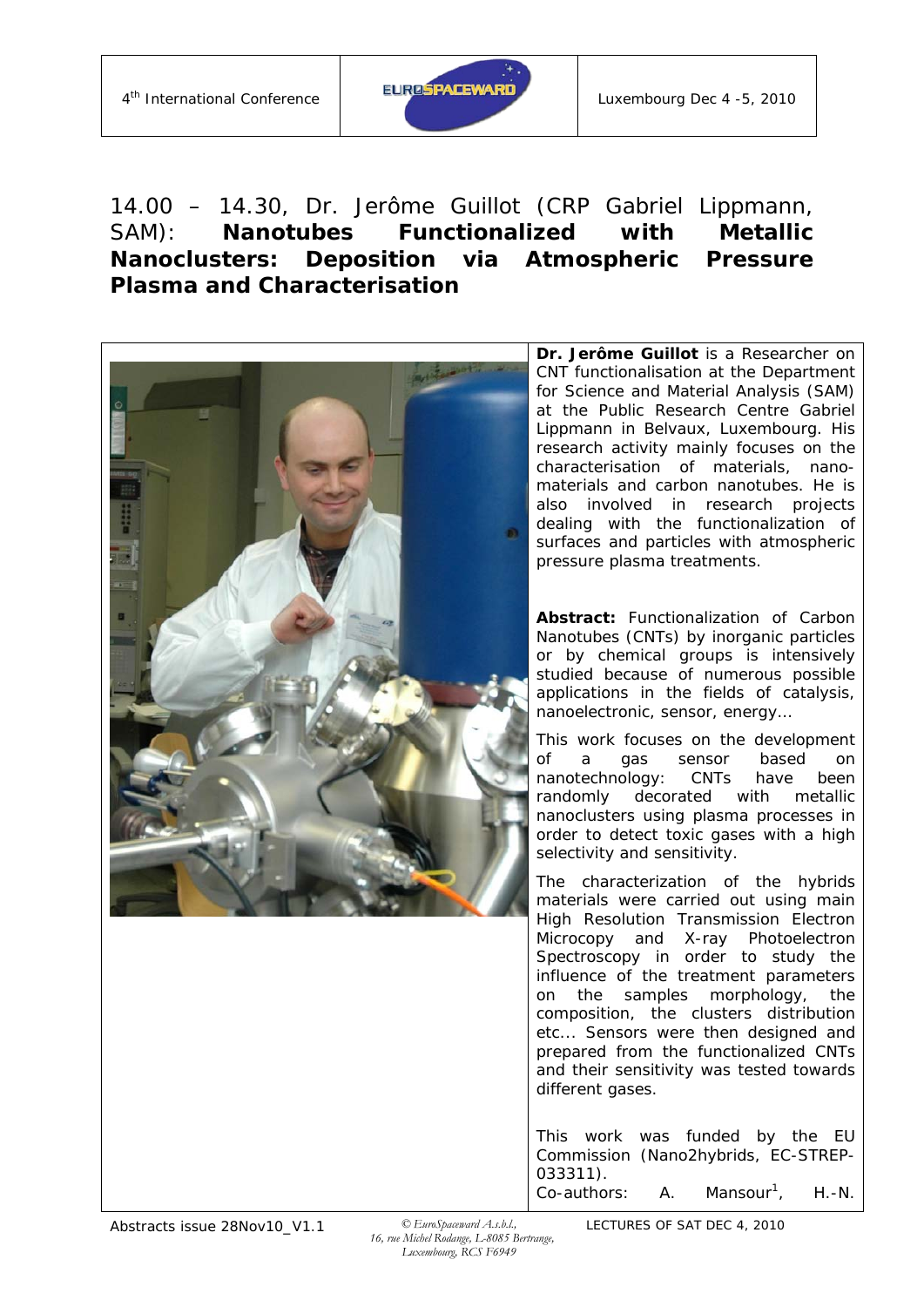## 14.00 – 14.30, Dr. Jerôme Guillot (CRP Gabriel Lippmann, SAM): **Nanotubes Functionalized with Metallic Nanoclusters: Deposition via Atmospheric Pressure Plasma and Characterisation**

**Dr. Jerôme Guillot** is a Researcher on CNT functionalisation at the Department for Science and Material Analysis (SAM) at the Public Research Centre Gabriel Lippmann in Belvaux, Luxembourg. His research activity mainly focuses on the characterisation of materials, nano-materials and carbon nanotubes. He is also involved in research projects dealing with the functionalization of surfaces and particles with atmospheric pressure plasma treatments.

**Abstract:** Functionalization of Carbon Nanotubes (CNTs) by inorganic particles or by chemical groups is intensively studied because of numerous possible applications in the fields of catalysis, nanoelectronic, sensor, energy…

This work focuses on the development of a gas sensor based on nanotechnology: CNTs have been randomly decorated with metallic nanoclusters using plasma processes in order to detect toxic gases with a high selectivity and sensitivity.

The characterization of the hybrids materials were carried out using main High Resolution Transmission Electron Microcopy and X-ray Photoelectron Spectroscopy in order to study the influence of the treatment parameters on the samples morphology, the composition, the clusters distribution etc... Sensors were then designed and prepared from the functionalized CNTs and their sensitivity was tested towards different gases.

This work was funded by the EU Commission (Nano2hybrids, EC-STREP-033311).

Co-authors: A. Mansour[1], H.-N.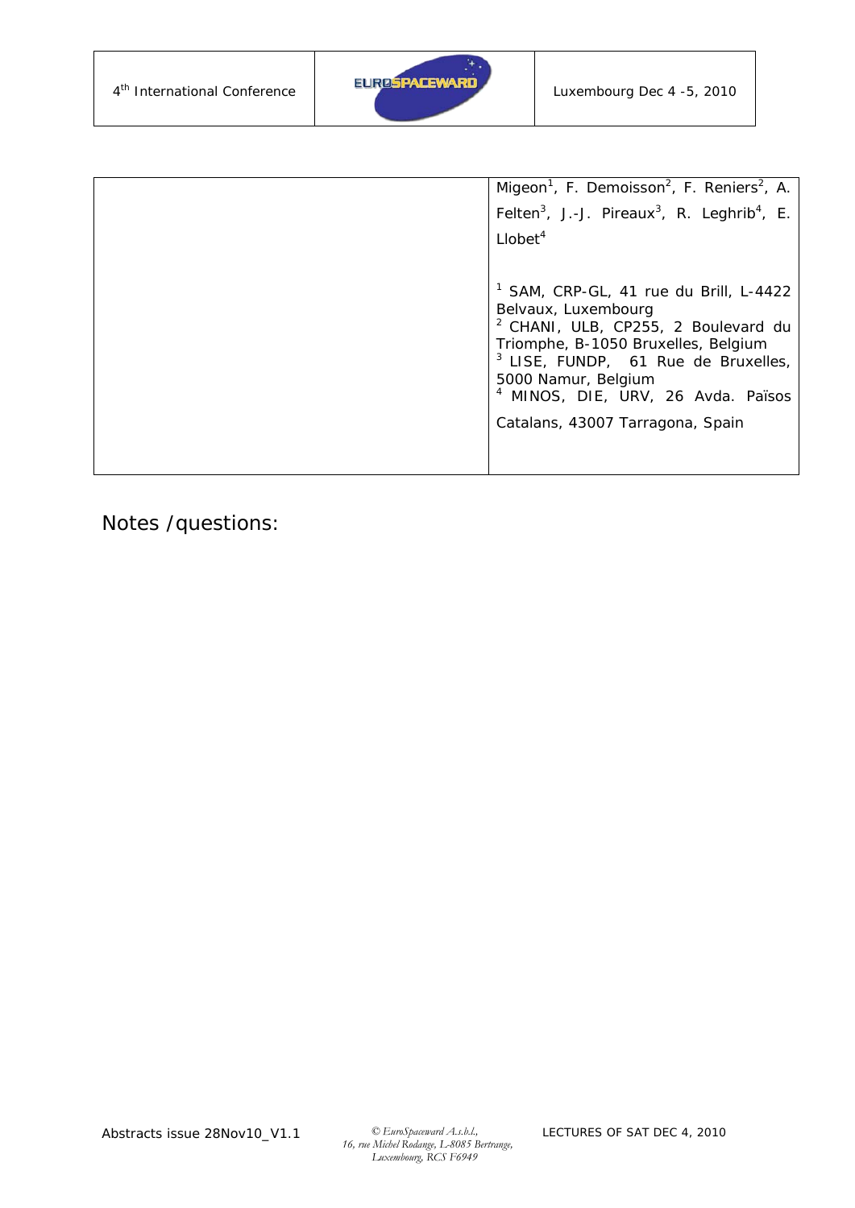| | Migeon[1], F. Demoisson[2], F. Reniers[2], A. Felten[3], J.-J. Pireaux[3], R. Leghrib[4], E. Llobet[4]<br><br>[1] SAM, CRP-GL, 41 rue du Brill, L-4422 Belvaux, Luxembourg<br>[2] CHANI, ULB, CP255, 2 Boulevard du Triomphe, B-1050 Bruxelles, Belgium<br>[3] LISE, FUNDP, 61 Rue de Bruxelles, 5000 Namur, Belgium<br>[4] MINOS, DIE, URV, 26 Avda. Països Catalans, 43007 Tarragona, Spain |
|---|---|

Notes /questions: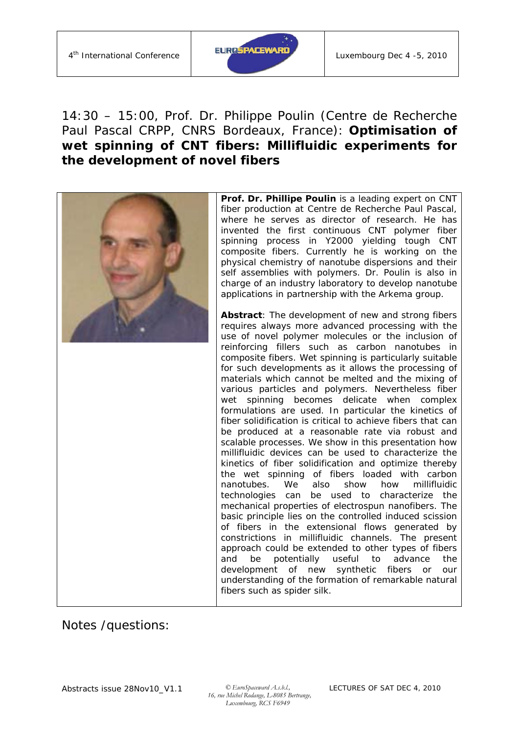## 14:30 – 15:00, Prof. Dr. Philippe Poulin (Centre de Recherche Paul Pascal CRPP, CNRS Bordeaux, France): **Optimisation of wet spinning of CNT fibers: Millifluidic experiments for the development of novel fibers**

**Prof. Dr. Phillipe Poulin** is a leading expert on CNT fiber production at Centre de Recherche Paul Pascal, where he serves as director of research. He has invented the first continuous CNT polymer fiber spinning process in Y2000 yielding tough CNT composite fibers. Currently he is working on the physical chemistry of nanotube dispersions and their self assemblies with polymers. Dr. Poulin is also in charge of an industry laboratory to develop nanotube applications in partnership with the Arkema group.

**Abstract**: The development of new and strong fibers requires always more advanced processing with the use of novel polymer molecules or the inclusion of reinforcing fillers such as carbon nanotubes in composite fibers. Wet spinning is particularly suitable for such developments as it allows the processing of materials which cannot be melted and the mixing of various particles and polymers. Nevertheless fiber wet spinning becomes delicate when complex formulations are used. In particular the kinetics of fiber solidification is critical to achieve fibers that can be produced at a reasonable rate via robust and scalable processes. We show in this presentation how millifluidic devices can be used to characterize the kinetics of fiber solidification and optimize thereby the wet spinning of fibers loaded with carbon nanotubes. We also show how millifluidic technologies can be used to characterize the mechanical properties of electrospun nanofibers. The basic principle lies on the controlled induced scission of fibers in the extensional flows generated by constrictions in millifluidic channels. The present approach could be extended to other types of fibers and be potentially useful to advance the development of new synthetic fibers or our understanding of the formation of remarkable natural fibers such as spider silk.

Notes /questions: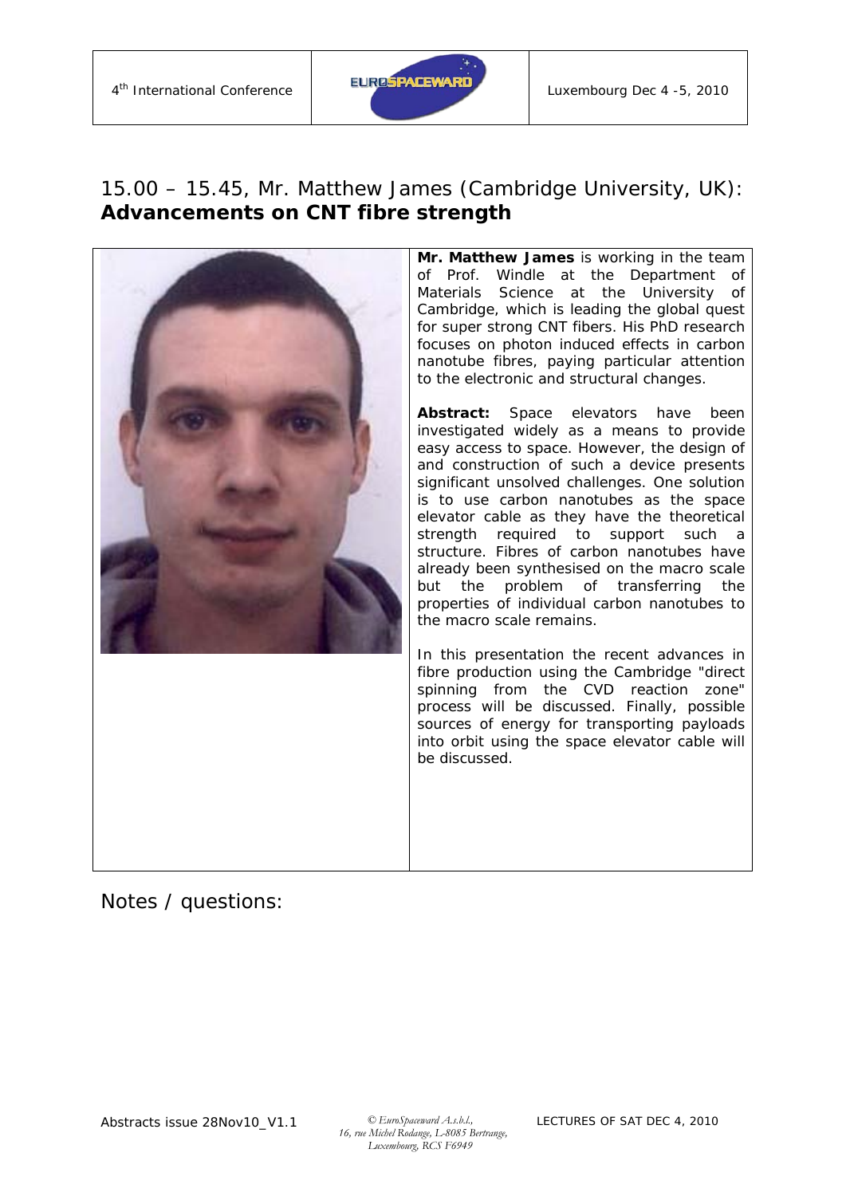## 15.00 – 15.45, Mr. Matthew James (Cambridge University, UK): **Advancements on CNT fibre strength**

**Mr. Matthew James** is working in the team of Prof. Windle at the Department of Materials Science at the University of Cambridge, which is leading the global quest for super strong CNT fibers. His PhD research focuses on photon induced effects in carbon nanotube fibres, paying particular attention to the electronic and structural changes.

**Abstract:** Space elevators have been investigated widely as a means to provide easy access to space. However, the design of and construction of such a device presents significant unsolved challenges. One solution is to use carbon nanotubes as the space elevator cable as they have the theoretical strength required to support such a structure. Fibres of carbon nanotubes have already been synthesised on the macro scale but the problem of transferring the properties of individual carbon nanotubes to the macro scale remains.

In this presentation the recent advances in fibre production using the Cambridge "direct spinning from the CVD reaction zone" process will be discussed. Finally, possible sources of energy for transporting payloads into orbit using the space elevator cable will be discussed.

Notes / questions: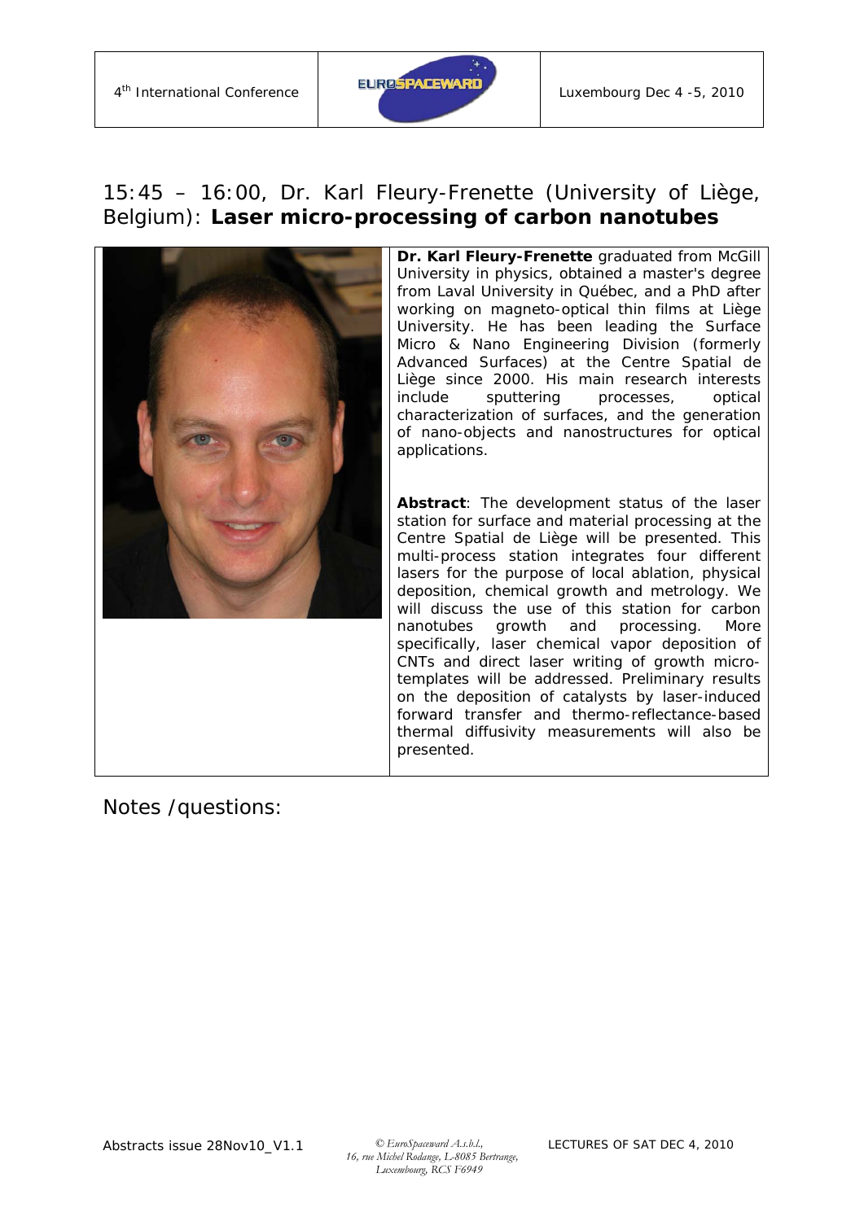## 15:45 – 16:00, Dr. Karl Fleury-Frenette (University of Liège, Belgium): **Laser micro-processing of carbon nanotubes**

**Dr. Karl Fleury-Frenette** graduated from McGill University in physics, obtained a master's degree from Laval University in Québec, and a PhD after working on magneto-optical thin films at Liège University. He has been leading the Surface Micro & Nano Engineering Division (formerly Advanced Surfaces) at the Centre Spatial de Liège since 2000. His main research interests include sputtering processes, optical characterization of surfaces, and the generation of nano-objects and nanostructures for optical applications.

**Abstract**: The development status of the laser station for surface and material processing at the Centre Spatial de Liège will be presented. This multi-process station integrates four different lasers for the purpose of local ablation, physical deposition, chemical growth and metrology. We will discuss the use of this station for carbon nanotubes growth and processing. More specifically, laser chemical vapor deposition of CNTs and direct laser writing of growth micro-templates will be addressed. Preliminary results on the deposition of catalysts by laser-induced forward transfer and thermo-reflectance-based thermal diffusivity measurements will also be presented.

Notes /questions: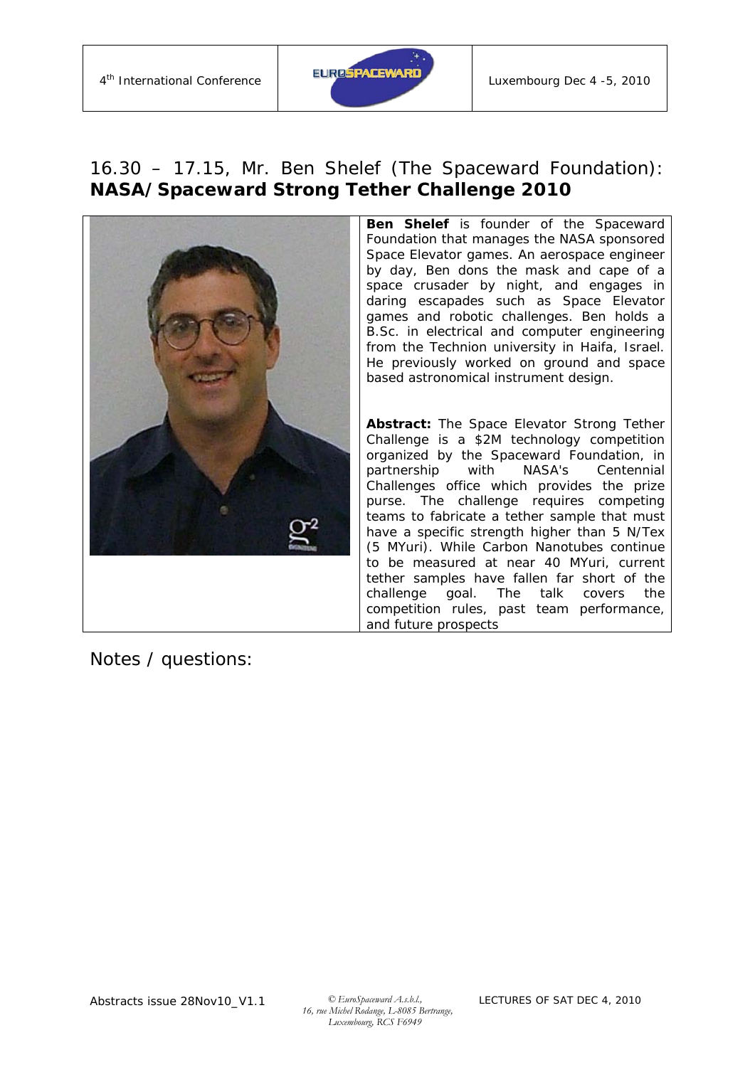## 16.30 – 17.15, Mr. Ben Shelef (The Spaceward Foundation): **NASA/Spaceward Strong Tether Challenge 2010**

**Ben Shelef** is founder of the Spaceward Foundation that manages the NASA sponsored Space Elevator games. An aerospace engineer by day, Ben dons the mask and cape of a space crusader by night, and engages in daring escapades such as Space Elevator games and robotic challenges. Ben holds a B.Sc. in electrical and computer engineering from the Technion university in Haifa, Israel. He previously worked on ground and space based astronomical instrument design.

**Abstract:** The Space Elevator Strong Tether Challenge is a $2M technology competition organized by the Spaceward Foundation, in partnership with NASA's Centennial Challenges office which provides the prize purse. The challenge requires competing teams to fabricate a tether sample that must have a specific strength higher than 5 N/Tex (5 MYuri). While Carbon Nanotubes continue to be measured at near 40 MYuri, current tether samples have fallen far short of the challenge goal. The talk covers the competition rules, past team performance, and future prospects

Notes / questions: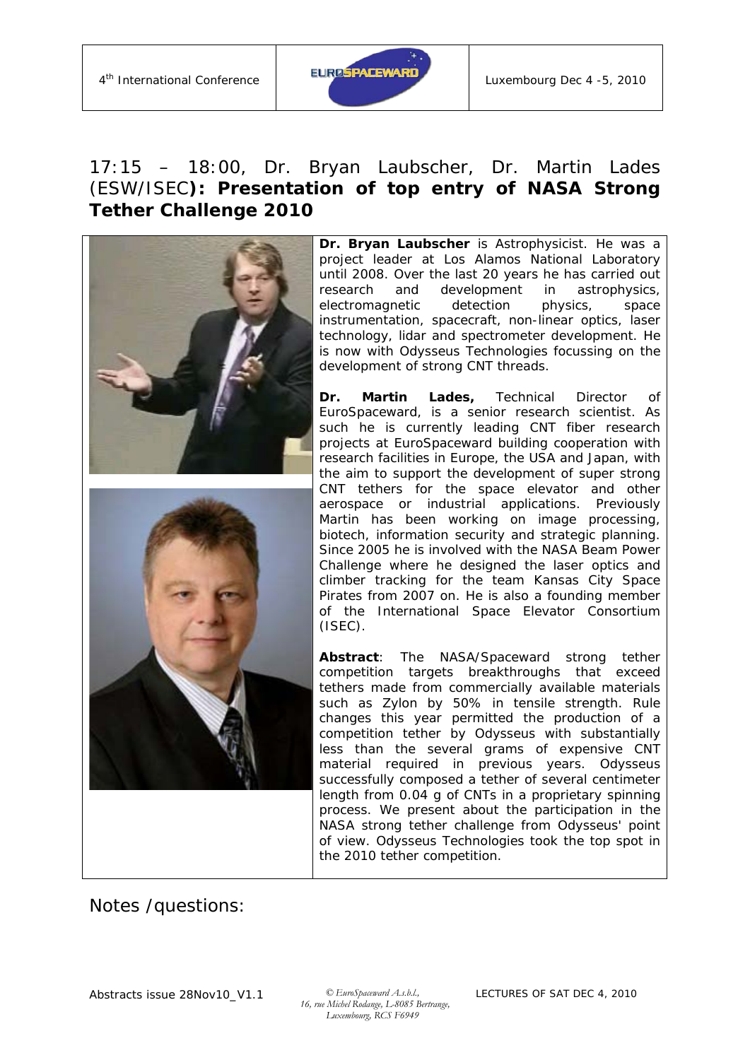## 17:15 – 18:00, Dr. Bryan Laubscher, Dr. Martin Lades (ESW/ISEC): **Presentation of top entry of NASA Strong Tether Challenge 2010**

**Dr. Bryan Laubscher** is Astrophysicist. He was a project leader at Los Alamos National Laboratory until 2008. Over the last 20 years he has carried out research and development in astrophysics, electromagnetic detection physics, space instrumentation, spacecraft, non-linear optics, laser technology, lidar and spectrometer development. He is now with Odysseus Technologies focussing on the development of strong CNT threads.

**Dr. Martin Lades,** Technical Director of EuroSpaceward, is a senior research scientist. As such he is currently leading CNT fiber research projects at EuroSpaceward building cooperation with research facilities in Europe, the USA and Japan, with the aim to support the development of super strong CNT tethers for the space elevator and other aerospace or industrial applications. Previously Martin has been working on image processing, biotech, information security and strategic planning. Since 2005 he is involved with the NASA Beam Power Challenge where he designed the laser optics and climber tracking for the team Kansas City Space Pirates from 2007 on. He is also a founding member of the International Space Elevator Consortium (ISEC).

**Abstract**: The NASA/Spaceward strong tether competition targets breakthroughs that exceed tethers made from commercially available materials such as Zylon by 50% in tensile strength. Rule changes this year permitted the production of a competition tether by Odysseus with substantially less than the several grams of expensive CNT material required in previous years. Odysseus successfully composed a tether of several centimeter length from 0.04 g of CNTs in a proprietary spinning process. We present about the participation in the NASA strong tether challenge from Odysseus' point of view. Odysseus Technologies took the top spot in the 2010 tether competition.

Notes /questions: